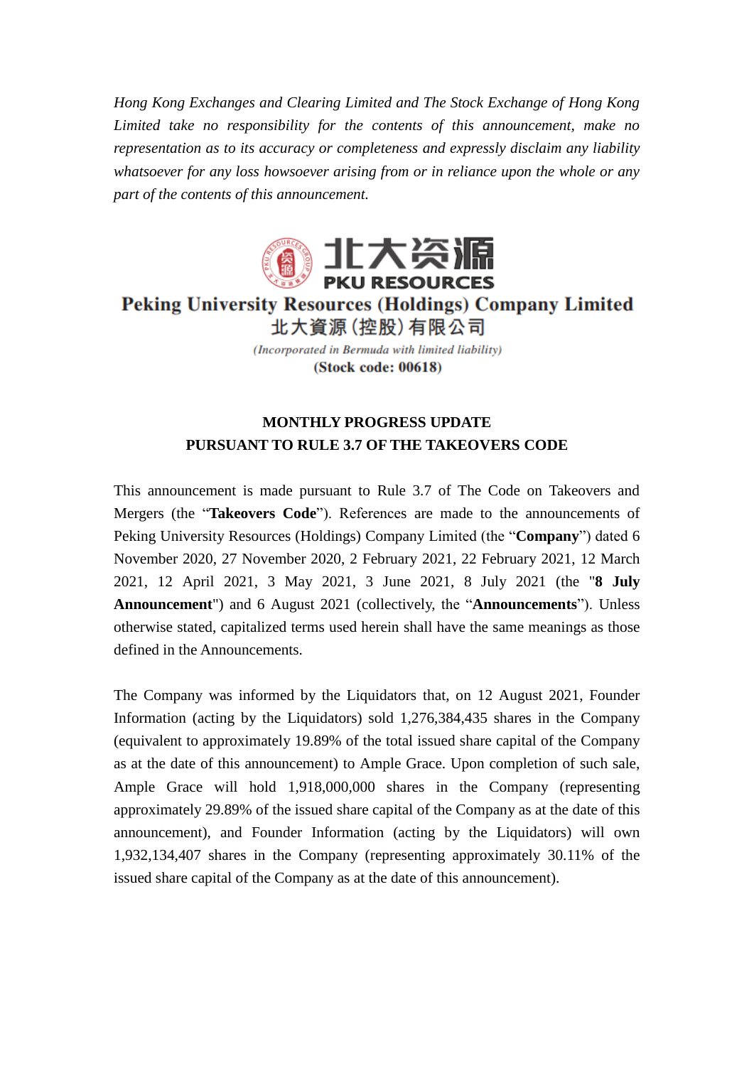*Hong Kong Exchanges and Clearing Limited and The Stock Exchange of Hong Kong Limited take no responsibility for the contents of this announcement, make no representation as to its accuracy or completeness and expressly disclaim any liability whatsoever for any loss howsoever arising from or in reliance upon the whole or any part of the contents of this announcement.*

北大资源
PKU RESOURCES

**Peking University Resources (Holdings) Company Limited**
**北大資源(控股)有限公司**

*(Incorporated in Bermuda with limited liability)*
**(Stock code: 00618)**

## MONTHLY PROGRESS UPDATE PURSUANT TO RULE 3.7 OF THE TAKEOVERS CODE

This announcement is made pursuant to Rule 3.7 of The Code on Takeovers and Mergers (the "**Takeovers Code**"). References are made to the announcements of Peking University Resources (Holdings) Company Limited (the "**Company**") dated 6 November 2020, 27 November 2020, 2 February 2021, 22 February 2021, 12 March 2021, 12 April 2021, 3 May 2021, 3 June 2021, 8 July 2021 (the "**8 July Announcement**") and 6 August 2021 (collectively, the "**Announcements**"). Unless otherwise stated, capitalized terms used herein shall have the same meanings as those defined in the Announcements.

The Company was informed by the Liquidators that, on 12 August 2021, Founder Information (acting by the Liquidators) sold 1,276,384,435 shares in the Company (equivalent to approximately 19.89% of the total issued share capital of the Company as at the date of this announcement) to Ample Grace. Upon completion of such sale, Ample Grace will hold 1,918,000,000 shares in the Company (representing approximately 29.89% of the issued share capital of the Company as at the date of this announcement), and Founder Information (acting by the Liquidators) will own 1,932,134,407 shares in the Company (representing approximately 30.11% of the issued share capital of the Company as at the date of this announcement).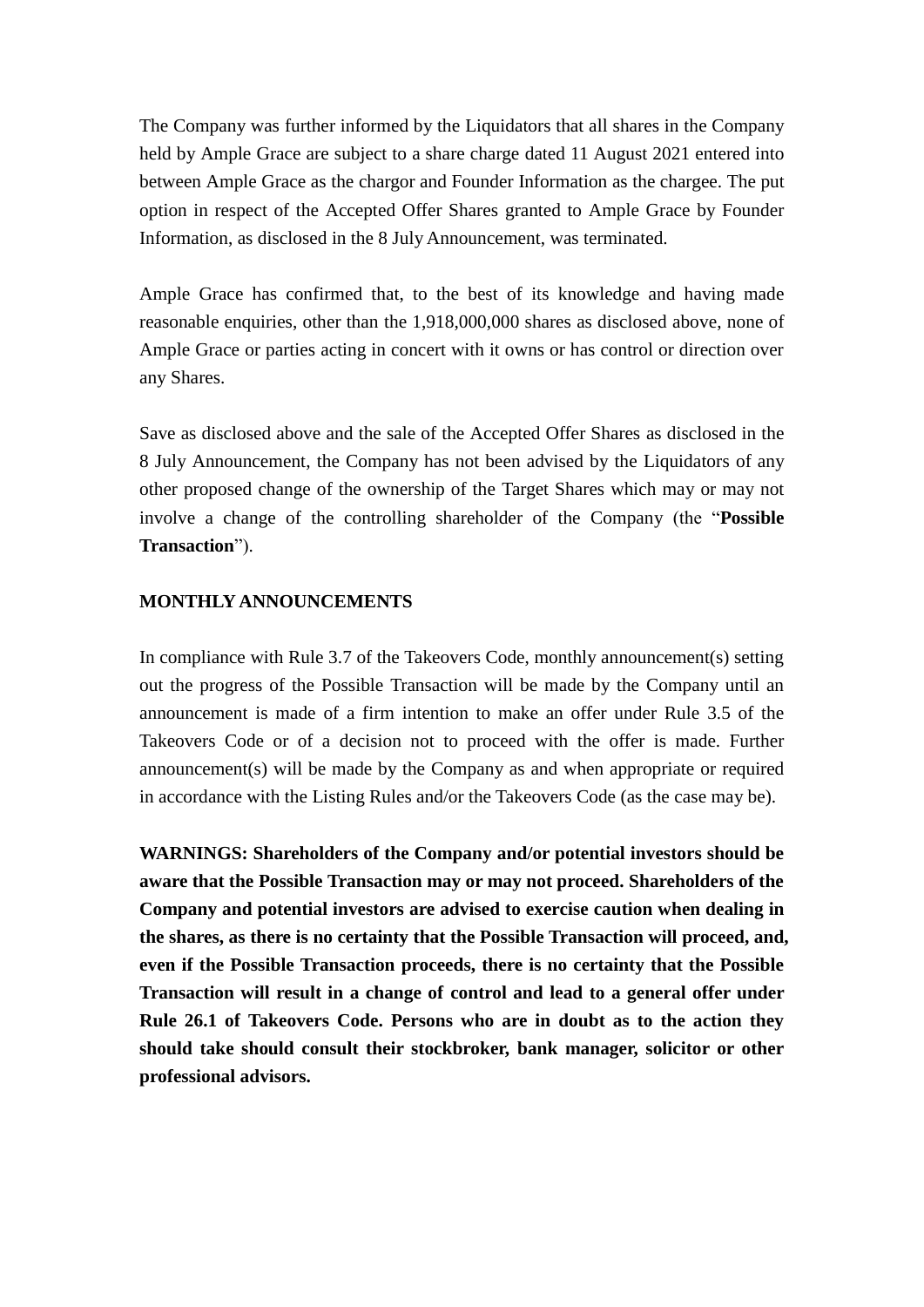The Company was further informed by the Liquidators that all shares in the Company held by Ample Grace are subject to a share charge dated 11 August 2021 entered into between Ample Grace as the chargor and Founder Information as the chargee. The put option in respect of the Accepted Offer Shares granted to Ample Grace by Founder Information, as disclosed in the 8 July Announcement, was terminated.

Ample Grace has confirmed that, to the best of its knowledge and having made reasonable enquiries, other than the 1,918,000,000 shares as disclosed above, none of Ample Grace or parties acting in concert with it owns or has control or direction over any Shares.

Save as disclosed above and the sale of the Accepted Offer Shares as disclosed in the 8 July Announcement, the Company has not been advised by the Liquidators of any other proposed change of the ownership of the Target Shares which may or may not involve a change of the controlling shareholder of the Company (the "**Possible Transaction**").

**MONTHLY ANNOUNCEMENTS**

In compliance with Rule 3.7 of the Takeovers Code, monthly announcement(s) setting out the progress of the Possible Transaction will be made by the Company until an announcement is made of a firm intention to make an offer under Rule 3.5 of the Takeovers Code or of a decision not to proceed with the offer is made. Further announcement(s) will be made by the Company as and when appropriate or required in accordance with the Listing Rules and/or the Takeovers Code (as the case may be).

**WARNINGS: Shareholders of the Company and/or potential investors should be aware that the Possible Transaction may or may not proceed. Shareholders of the Company and potential investors are advised to exercise caution when dealing in the shares, as there is no certainty that the Possible Transaction will proceed, and, even if the Possible Transaction proceeds, there is no certainty that the Possible Transaction will result in a change of control and lead to a general offer under Rule 26.1 of Takeovers Code. Persons who are in doubt as to the action they should take should consult their stockbroker, bank manager, solicitor or other professional advisors.**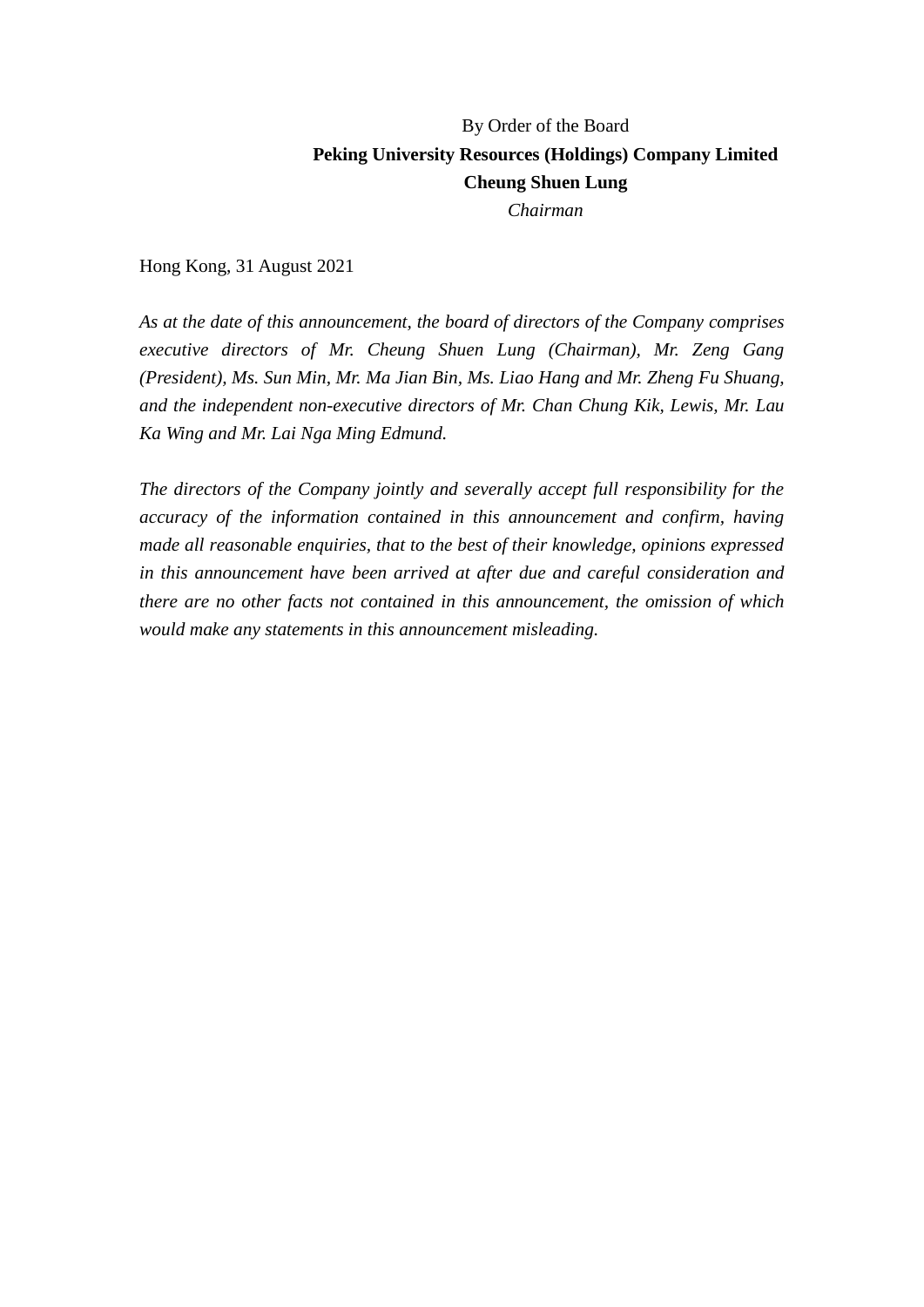By Order of the Board

**Peking University Resources (Holdings) Company Limited**

**Cheung Shuen Lung**

*Chairman*

Hong Kong, 31 August 2021

*As at the date of this announcement, the board of directors of the Company comprises executive directors of Mr. Cheung Shuen Lung (Chairman), Mr. Zeng Gang (President), Ms. Sun Min, Mr. Ma Jian Bin, Ms. Liao Hang and Mr. Zheng Fu Shuang, and the independent non-executive directors of Mr. Chan Chung Kik, Lewis, Mr. Lau Ka Wing and Mr. Lai Nga Ming Edmund.*

*The directors of the Company jointly and severally accept full responsibility for the accuracy of the information contained in this announcement and confirm, having made all reasonable enquiries, that to the best of their knowledge, opinions expressed in this announcement have been arrived at after due and careful consideration and there are no other facts not contained in this announcement, the omission of which would make any statements in this announcement misleading.*